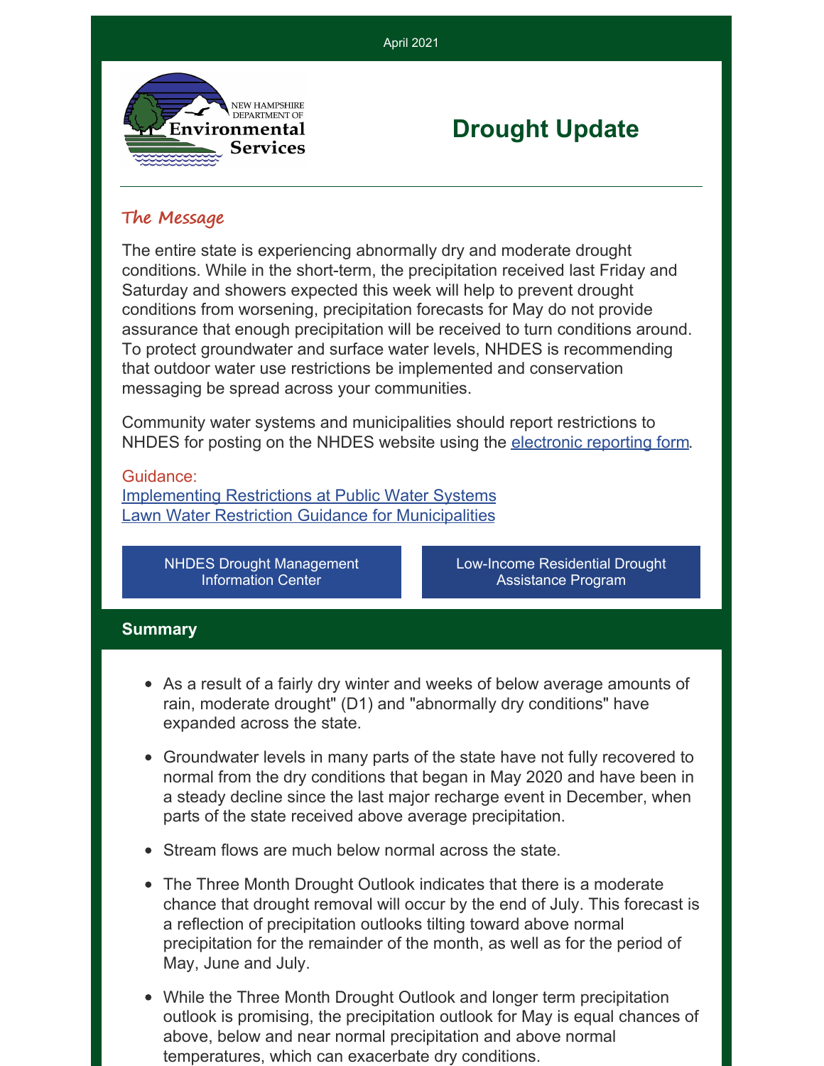April 2021

NEW HAMPSHIRE DEPARTMENT OF Environmental Services

# Drought Update

## The Message

The entire state is experiencing abnormally dry and moderate drought conditions. While in the short-term, the precipitation received last Friday and Saturday and showers expected this week will help to prevent drought conditions from worsening, precipitation forecasts for May do not provide assurance that enough precipitation will be received to turn conditions around. To protect groundwater and surface water levels, NHDES is recommending that outdoor water use restrictions be implemented and conservation messaging be spread across your communities.

Community water systems and municipalities should report restrictions to NHDES for posting on the NHDES website using the electronic reporting form.

Guidance:
Implementing Restrictions at Public Water Systems
Lawn Water Restriction Guidance for Municipalities

NHDES Drought Management Information Center

Low-Income Residential Drought Assistance Program

## Summary

- As a result of a fairly dry winter and weeks of below average amounts of rain, moderate drought" (D1) and "abnormally dry conditions" have expanded across the state.
- Groundwater levels in many parts of the state have not fully recovered to normal from the dry conditions that began in May 2020 and have been in a steady decline since the last major recharge event in December, when parts of the state received above average precipitation.
- Stream flows are much below normal across the state.
- The Three Month Drought Outlook indicates that there is a moderate chance that drought removal will occur by the end of July. This forecast is a reflection of precipitation outlooks tilting toward above normal precipitation for the remainder of the month, as well as for the period of May, June and July.
- While the Three Month Drought Outlook and longer term precipitation outlook is promising, the precipitation outlook for May is equal chances of above, below and near normal precipitation and above normal temperatures, which can exacerbate dry conditions.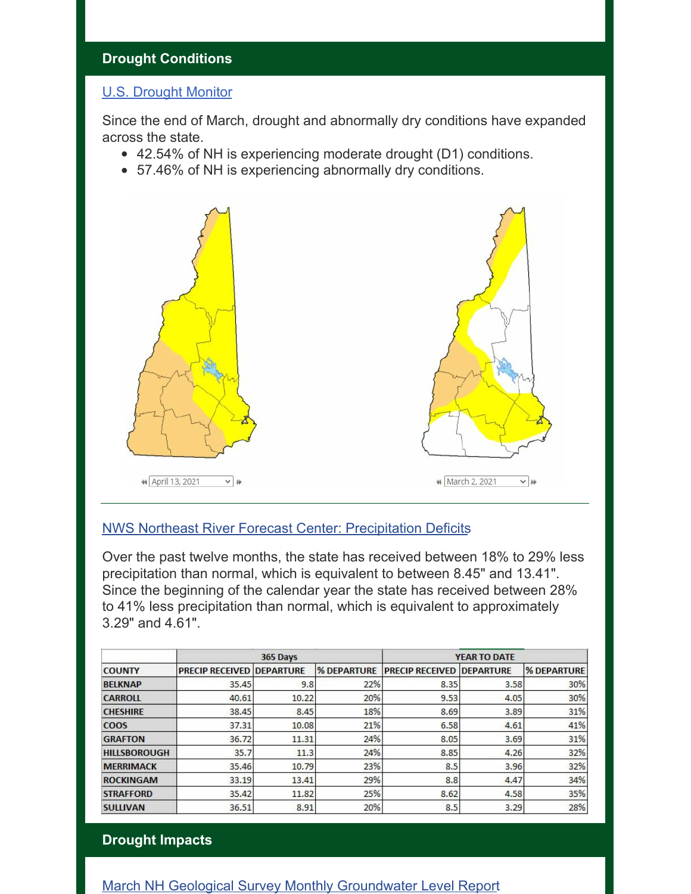## Drought Conditions

U.S. Drought Monitor

Since the end of March, drought and abnormally dry conditions have expanded across the state.

- 42.54% of NH is experiencing moderate drought (D1) conditions.
- 57.46% of NH is experiencing abnormally dry conditions.

April 13, 2021

March 2, 2021

NWS Northeast River Forecast Center: Precipitation Deficits

Over the past twelve months, the state has received between 18% to 29% less precipitation than normal, which is equivalent to between 8.45" and 13.41". Since the beginning of the calendar year the state has received between 28% to 41% less precipitation than normal, which is equivalent to approximately 3.29" and 4.61".

| | 365 Days | | | YEAR TO DATE | | |
|---|---|---|---|---|---|---|
| COUNTY | PRECIP RECEIVED | DEPARTURE | % DEPARTURE | PRECIP RECEIVED | DEPARTURE | % DEPARTURE |
| BELKNAP | 35.45 | 9.8 | 22% | 8.35 | 3.58 | 30% |
| CARROLL | 40.61 | 10.22 | 20% | 9.53 | 4.05 | 30% |
| CHESHIRE | 38.45 | 8.45 | 18% | 8.69 | 3.89 | 31% |
| COOS | 37.31 | 10.08 | 21% | 6.58 | 4.61 | 41% |
| GRAFTON | 36.72 | 11.31 | 24% | 8.05 | 3.69 | 31% |
| HILLSBOROUGH | 35.7 | 11.3 | 24% | 8.85 | 4.26 | 32% |
| MERRIMACK | 35.46 | 10.79 | 23% | 8.5 | 3.96 | 32% |
| ROCKINGAM | 33.19 | 13.41 | 29% | 8.8 | 4.47 | 34% |
| STRAFFORD | 35.42 | 11.82 | 25% | 8.62 | 4.58 | 35% |
| SULLIVAN | 36.51 | 8.91 | 20% | 8.5 | 3.29 | 28% |

## Drought Impacts

March NH Geological Survey Monthly Groundwater Level Report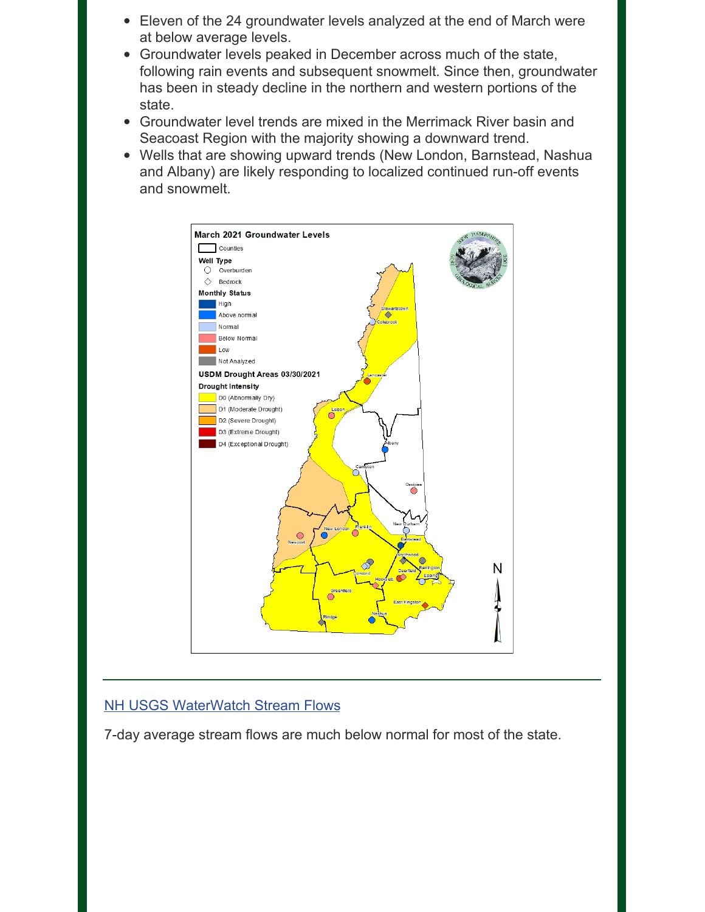- Eleven of the 24 groundwater levels analyzed at the end of March were at below average levels.
- Groundwater levels peaked in December across much of the state, following rain events and subsequent snowmelt. Since then, groundwater has been in steady decline in the northern and western portions of the state.
- Groundwater level trends are mixed in the Merrimack River basin and Seacoast Region with the majority showing a downward trend.
- Wells that are showing upward trends (New London, Barnstead, Nashua and Albany) are likely responding to localized continued run-off events and snowmelt.

[NH USGS WaterWatch Stream Flows]

7-day average stream flows are much below normal for most of the state.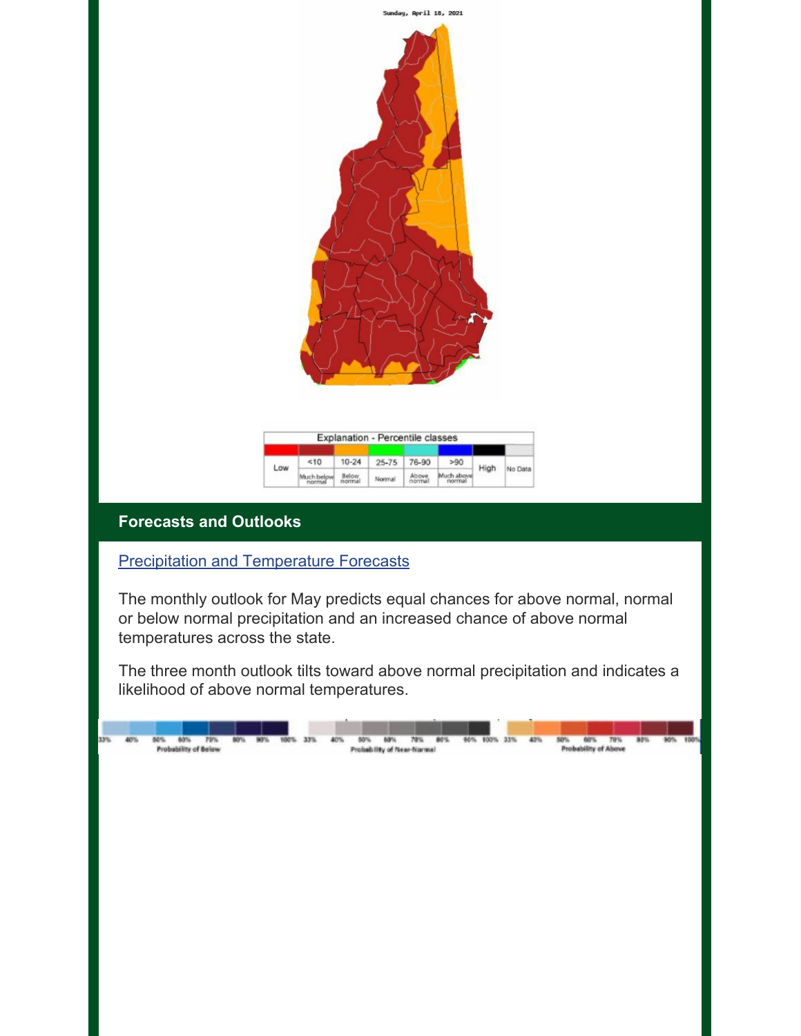Sunday, April 18, 2021

| Explanation - Percentile classes | | | | | | | |
|---|---|---|---|---|---|---|---|
| Low | <10 | 10-24 | 25-75 | 76-90 | >90 | High | No Data |
| | Much below normal | Below normal | Normal | Above normal | Much above normal | | |

## Forecasts and Outlooks

[Precipitation and Temperature Forecasts]

The monthly outlook for May predicts equal chances for above normal, normal or below normal precipitation and an increased chance of above normal temperatures across the state.

The three month outlook tilts toward above normal precipitation and indicates a likelihood of above normal temperatures.

33% 40% 50% 60% 70% 80% 90% 100% Probability of Below | 33% 40% 50% 60% 70% 80% 90% 100% Probability of Near-Normal | 33% 40% 50% 60% 70% 80% 90% 100% Probability of Above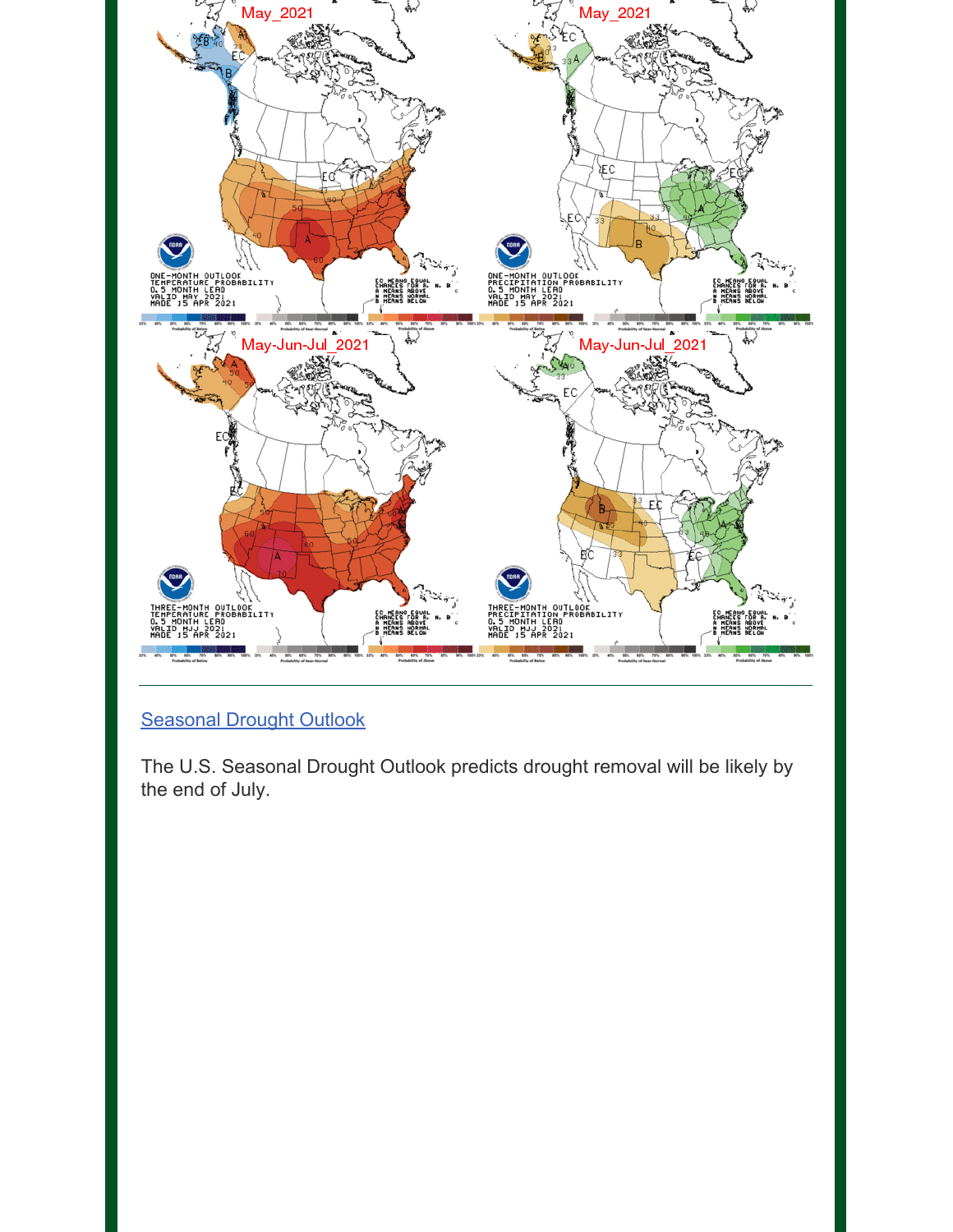Seasonal Drought Outlook

The U.S. Seasonal Drought Outlook predicts drought removal will be likely by the end of July.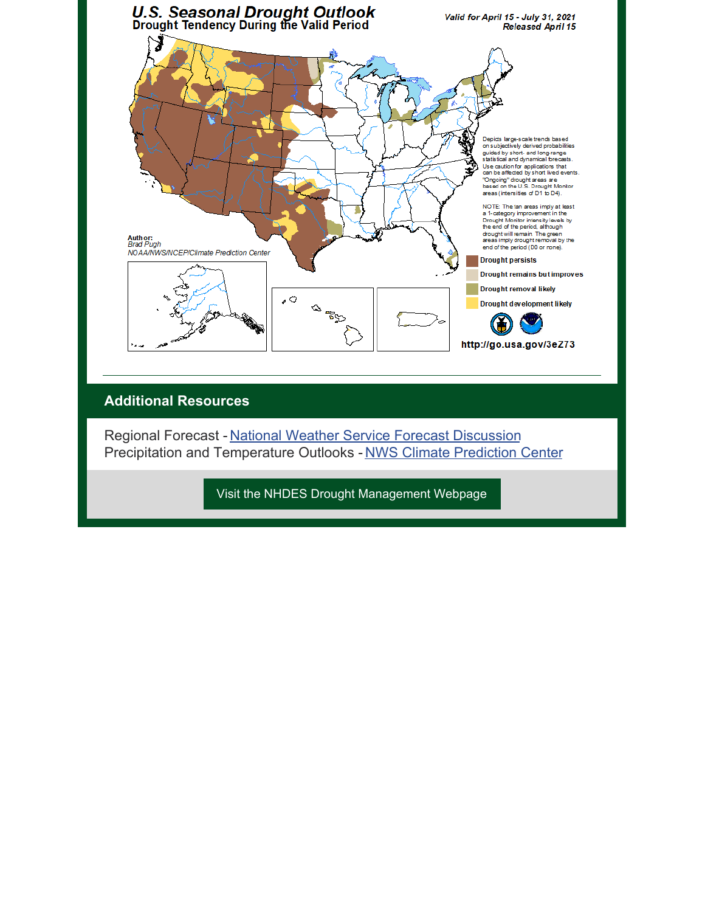U.S. Seasonal Drought Outlook
Drought Tendency During the Valid Period

Valid for April 15 - July 31, 2021
Released April 15

Depicts large-scale trends based on subjectively derived probabilities guided by short- and long-range statistical and dynamical forecasts. Use caution for applications that can be affected by short lived events. "Ongoing" drought areas are based on the U.S. Drought Monitor areas (intensities of D1 to D4).

NOTE: The tan areas imply at least a 1-category improvement in the Drought Monitor intensity levels by the end of the period, although drought will remain. The green areas imply drought removal by the end of the period (D0 or none).

Drought persists
Drought remains but improves
Drought removal likely
Drought development likely

Author:
Brad Pugh
NOAA/NWS/NCEP/Climate Prediction Center

http://go.usa.gov/3eZ73

## Additional Resources

Regional Forecast - National Weather Service Forecast Discussion
Precipitation and Temperature Outlooks - NWS Climate Prediction Center

Visit the NHDES Drought Management Webpage